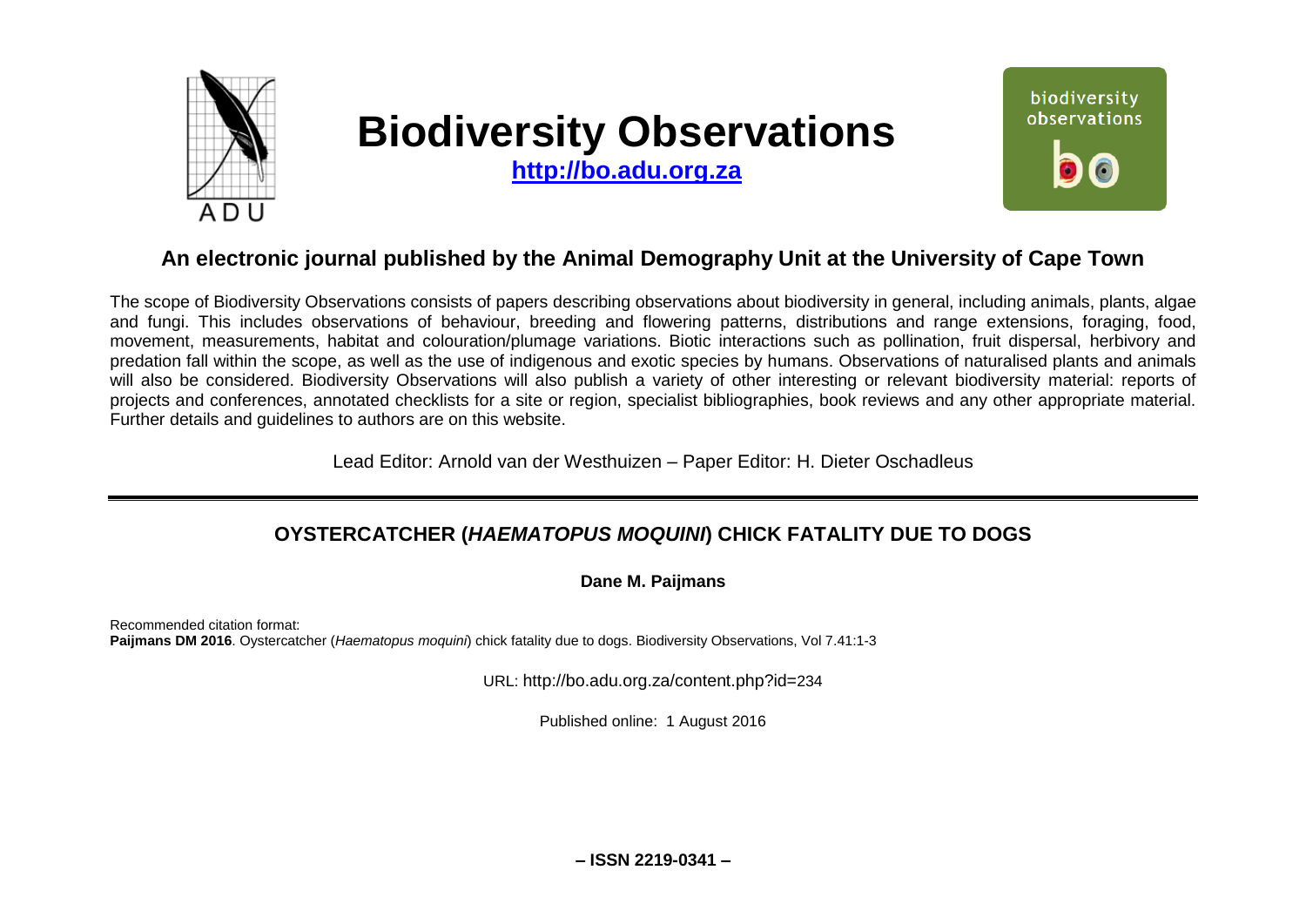# Biodiversity Observations

**http://bo.adu.org.za**

## An electronic journal published by the Animal Demography Unit at the University of Cape Town

The scope of Biodiversity Observations consists of papers describing observations about biodiversity in general, including animals, plants, algae and fungi. This includes observations of behaviour, breeding and flowering patterns, distributions and range extensions, foraging, food, movement, measurements, habitat and colouration/plumage variations. Biotic interactions such as pollination, fruit dispersal, herbivory and predation fall within the scope, as well as the use of indigenous and exotic species by humans. Observations of naturalised plants and animals will also be considered. Biodiversity Observations will also publish a variety of other interesting or relevant biodiversity material: reports of projects and conferences, annotated checklists for a site or region, specialist bibliographies, book reviews and any other appropriate material. Further details and guidelines to authors are on this website.

Lead Editor: Arnold van der Westhuizen – Paper Editor: H. Dieter Oschadleus

# OYSTERCATCHER (*HAEMATOPUS MOQUINI*) CHICK FATALITY DUE TO DOGS

**Dane M. Paijmans**

Recommended citation format:
**Paijmans DM 2016**. Oystercatcher (*Haematopus moquini*) chick fatality due to dogs. Biodiversity Observations, Vol 7.41:1-3

URL: http://bo.adu.org.za/content.php?id=234

Published online: 1 August 2016

**– ISSN 2219-0341 –**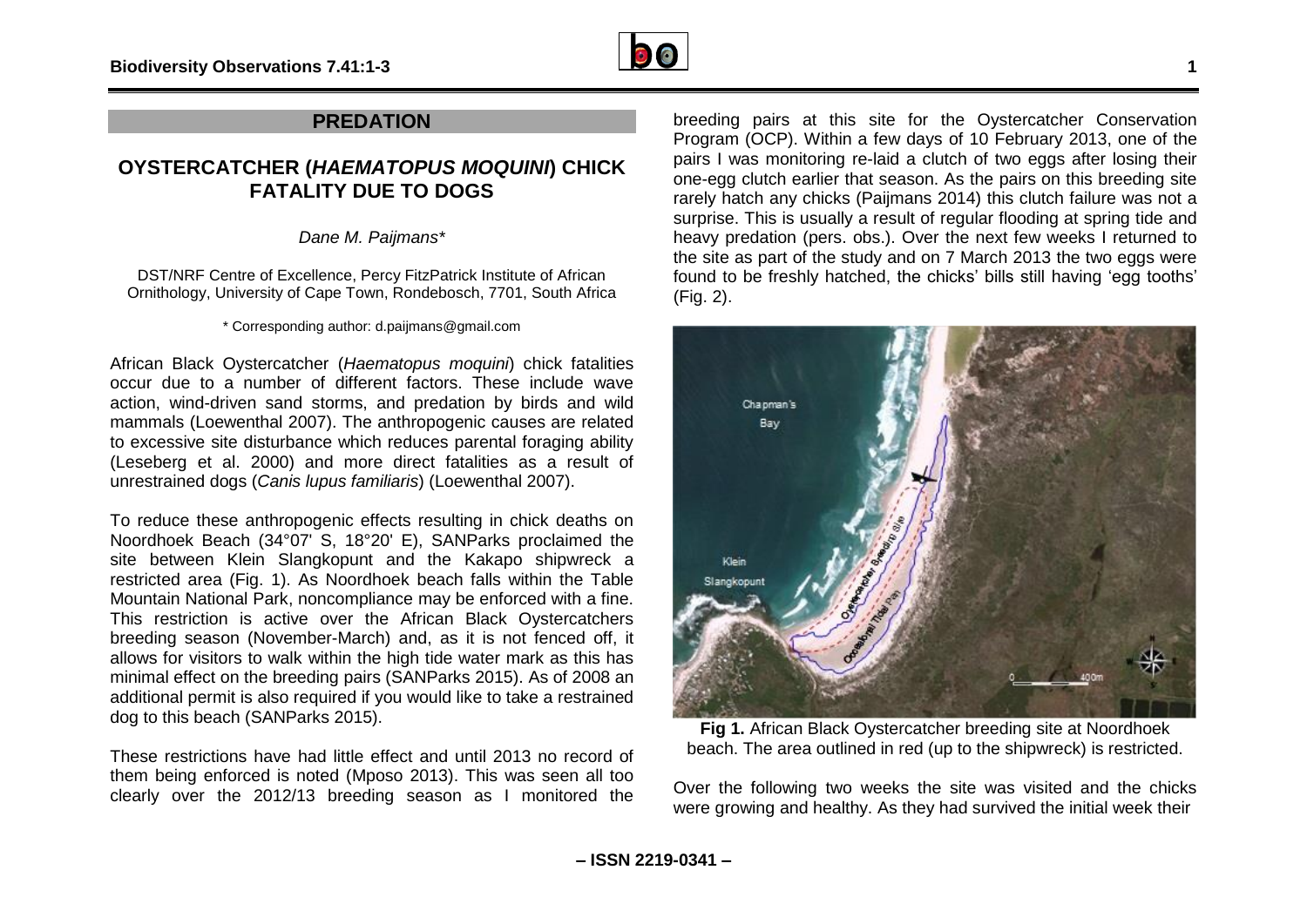## PREDATION

# OYSTERCATCHER (*HAEMATOPUS MOQUINI*) CHICK FATALITY DUE TO DOGS

*Dane M. Paijmans**

DST/NRF Centre of Excellence, Percy FitzPatrick Institute of African Ornithology, University of Cape Town, Rondebosch, 7701, South Africa

\* Corresponding author: d.paijmans@gmail.com

African Black Oystercatcher (*Haematopus moquini*) chick fatalities occur due to a number of different factors. These include wave action, wind-driven sand storms, and predation by birds and wild mammals (Loewenthal 2007). The anthropogenic causes are related to excessive site disturbance which reduces parental foraging ability (Leseberg et al. 2000) and more direct fatalities as a result of unrestrained dogs (*Canis lupus familiaris*) (Loewenthal 2007).

To reduce these anthropogenic effects resulting in chick deaths on Noordhoek Beach (34°07' S, 18°20' E), SANParks proclaimed the site between Klein Slangkopunt and the Kakapo shipwreck a restricted area (Fig. 1). As Noordhoek beach falls within the Table Mountain National Park, noncompliance may be enforced with a fine. This restriction is active over the African Black Oystercatchers breeding season (November-March) and, as it is not fenced off, it allows for visitors to walk within the high tide water mark as this has minimal effect on the breeding pairs (SANParks 2015). As of 2008 an additional permit is also required if you would like to take a restrained dog to this beach (SANParks 2015).

These restrictions have had little effect and until 2013 no record of them being enforced is noted (Mposo 2013). This was seen all too clearly over the 2012/13 breeding season as I monitored the breeding pairs at this site for the Oystercatcher Conservation Program (OCP). Within a few days of 10 February 2013, one of the pairs I was monitoring re-laid a clutch of two eggs after losing their one-egg clutch earlier that season. As the pairs on this breeding site rarely hatch any chicks (Paijmans 2014) this clutch failure was not a surprise. This is usually a result of regular flooding at spring tide and heavy predation (pers. obs.). Over the next few weeks I returned to the site as part of the study and on 7 March 2013 the two eggs were found to be freshly hatched, the chicks' bills still having 'egg tooths' (Fig. 2).

**Fig 1.** African Black Oystercatcher breeding site at Noordhoek beach. The area outlined in red (up to the shipwreck) is restricted.

Over the following two weeks the site was visited and the chicks were growing and healthy. As they had survived the initial week their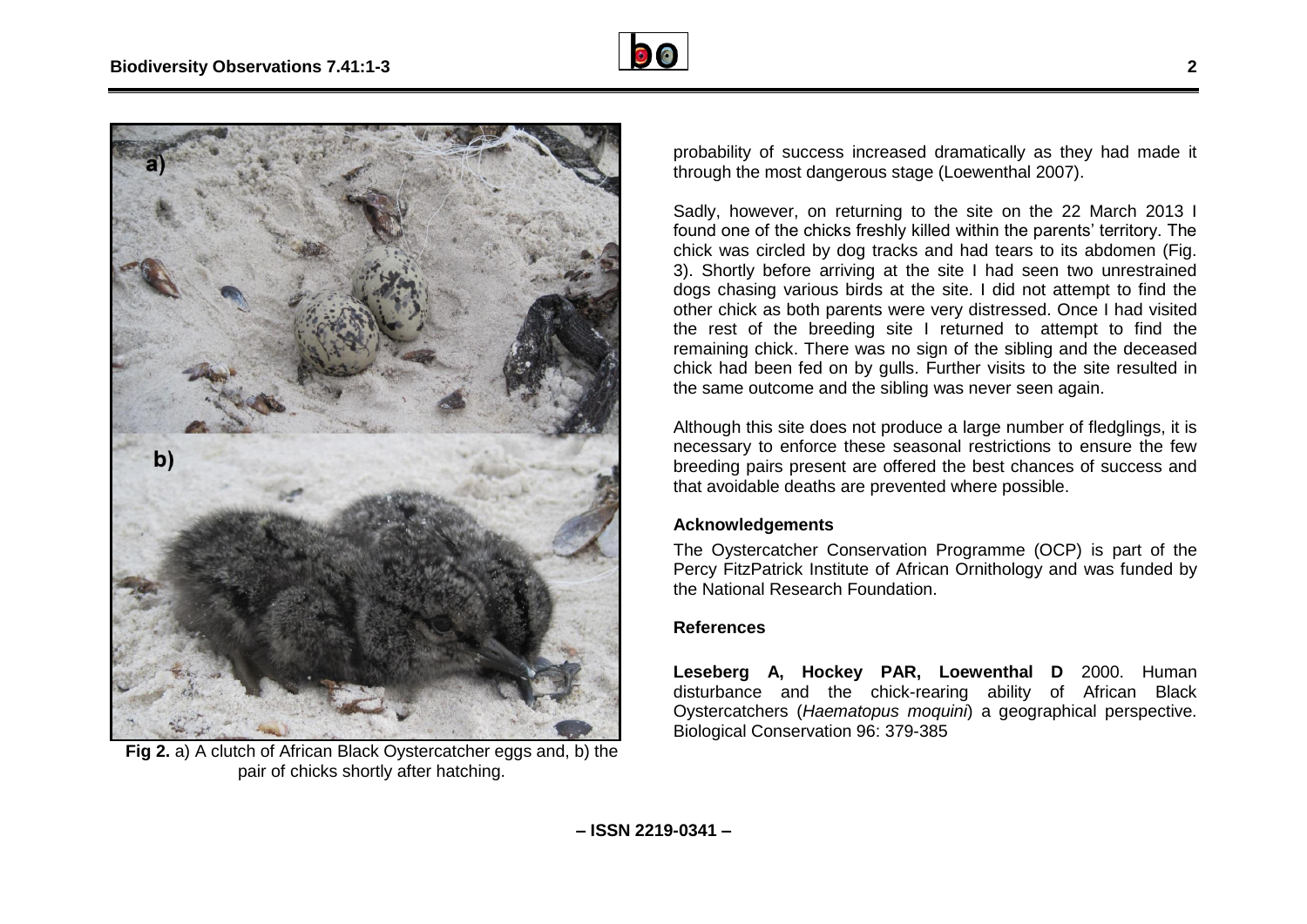Fig 2. a) A clutch of African Black Oystercatcher eggs and, b) the pair of chicks shortly after hatching.

probability of success increased dramatically as they had made it through the most dangerous stage (Loewenthal 2007).

Sadly, however, on returning to the site on the 22 March 2013 I found one of the chicks freshly killed within the parents' territory. The chick was circled by dog tracks and had tears to its abdomen (Fig. 3). Shortly before arriving at the site I had seen two unrestrained dogs chasing various birds at the site. I did not attempt to find the other chick as both parents were very distressed. Once I had visited the rest of the breeding site I returned to attempt to find the remaining chick. There was no sign of the sibling and the deceased chick had been fed on by gulls. Further visits to the site resulted in the same outcome and the sibling was never seen again.

Although this site does not produce a large number of fledglings, it is necessary to enforce these seasonal restrictions to ensure the few breeding pairs present are offered the best chances of success and that avoidable deaths are prevented where possible.

## Acknowledgements

The Oystercatcher Conservation Programme (OCP) is part of the Percy FitzPatrick Institute of African Ornithology and was funded by the National Research Foundation.

## References

**Leseberg A, Hockey PAR, Loewenthal D** 2000. Human disturbance and the chick-rearing ability of African Black Oystercatchers (*Haematopus moquini*) a geographical perspective. Biological Conservation 96: 379-385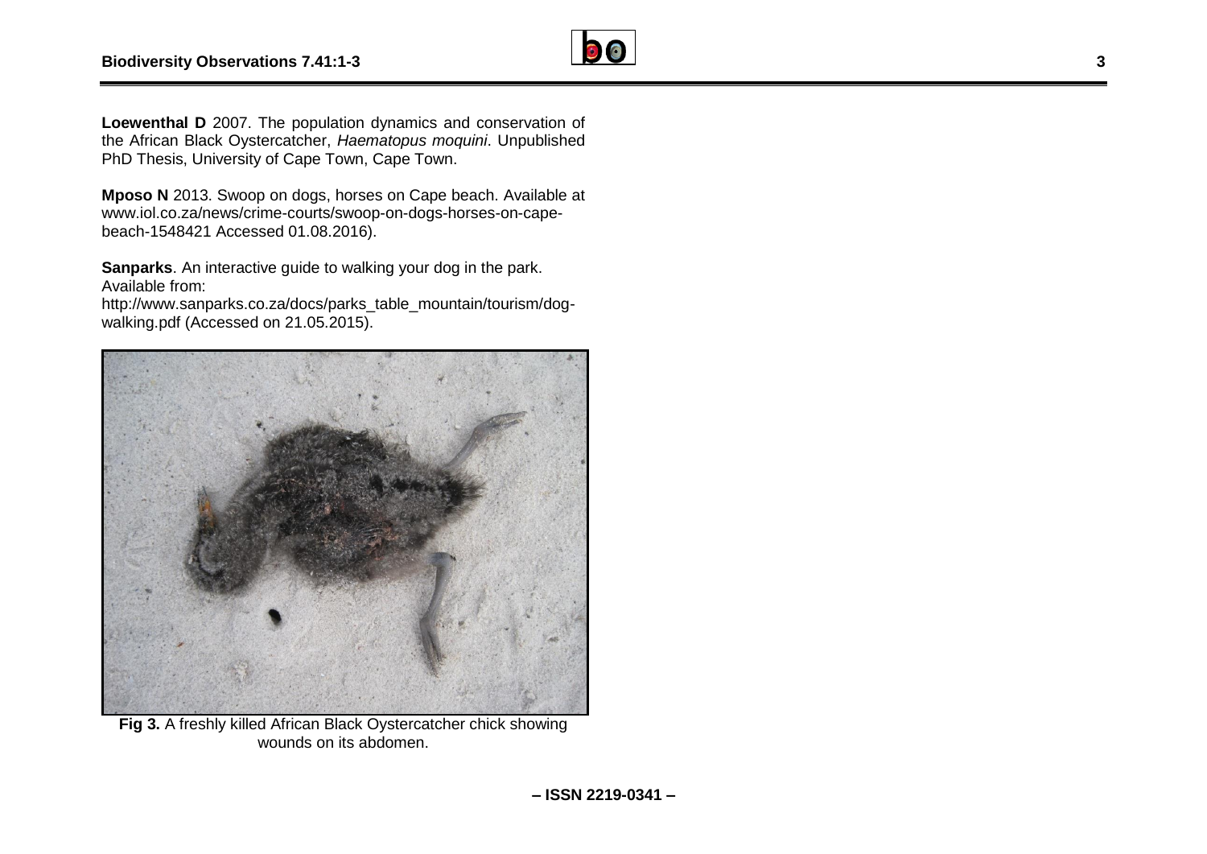**Loewenthal D** 2007. The population dynamics and conservation of the African Black Oystercatcher, *Haematopus moquini*. Unpublished PhD Thesis, University of Cape Town, Cape Town.

**Mposo N** 2013. Swoop on dogs, horses on Cape beach. Available at www.iol.co.za/news/crime-courts/swoop-on-dogs-horses-on-cape-beach-1548421 Accessed 01.08.2016).

**Sanparks**. An interactive guide to walking your dog in the park. Available from: http://www.sanparks.co.za/docs/parks_table_mountain/tourism/dog-walking.pdf (Accessed on 21.05.2015).

**Fig 3.** A freshly killed African Black Oystercatcher chick showing wounds on its abdomen.